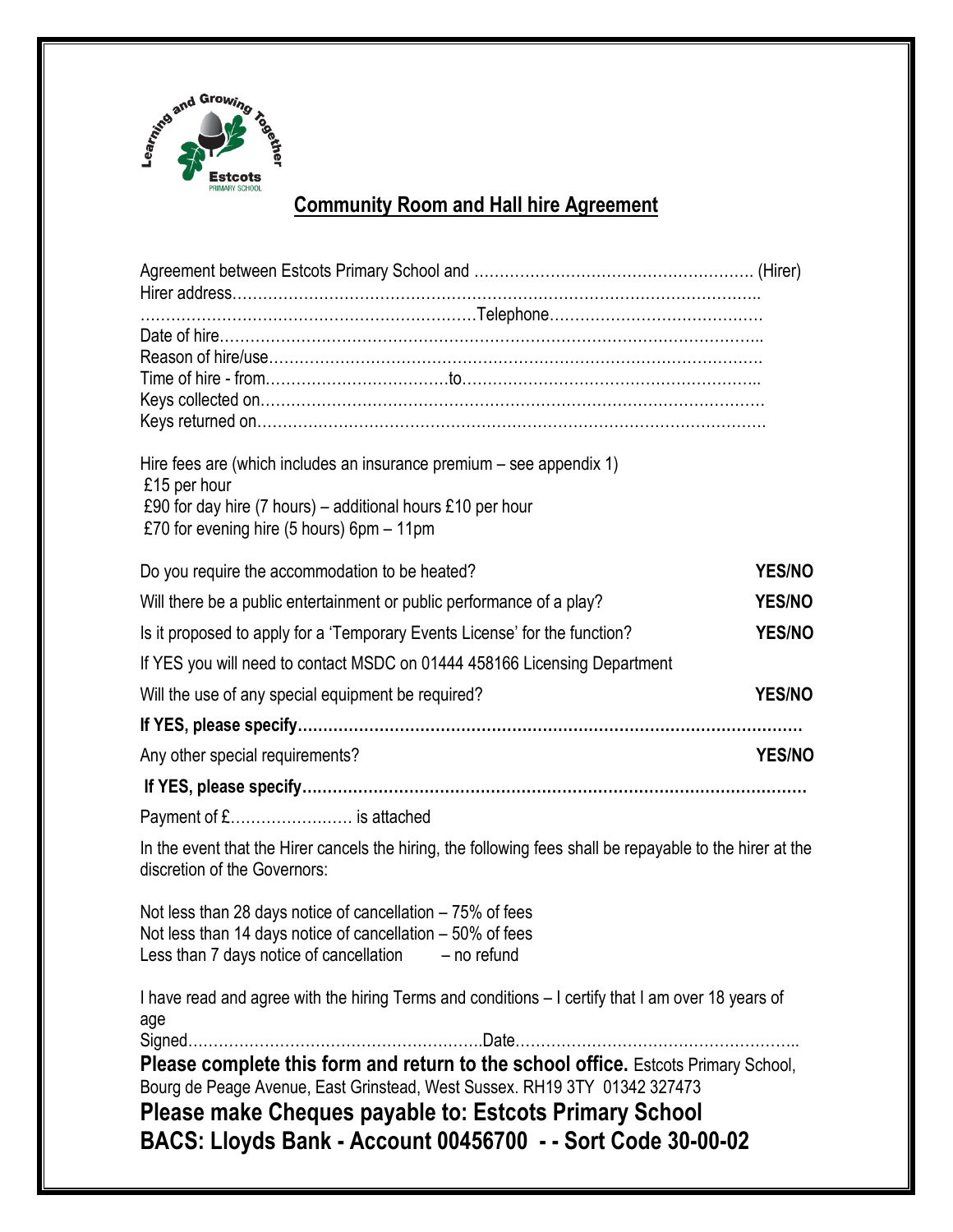Learning and Growing Together
Estcots
PRIMARY SCHOOL

## Community Room and Hall hire Agreement

Agreement between Estcots Primary School and ………………………………………………. (Hirer)
Hirer address……………………………………………………………………………………….
………………………………………………………….Telephone……………………………………
Date of hire…………………………………………………………………………………………..
Reason of hire/use…………………………………………………………………………………….
Time of hire - from……………………………….to…………………………………………………..
Keys collected on………………………………………………………………………………………
Keys returned on……………………………………………………………………………………….

Hire fees are (which includes an insurance premium – see appendix 1)
£15 per hour
£90 for day hire (7 hours) – additional hours £10 per hour
£70 for evening hire (5 hours) 6pm – 11pm

Do you require the accommodation to be heated? **YES/NO**

Will there be a public entertainment or public performance of a play? **YES/NO**

Is it proposed to apply for a 'Temporary Events License' for the function? **YES/NO**

If YES you will need to contact MSDC on 01444 458166 Licensing Department

Will the use of any special equipment be required? **YES/NO**

**If YES, please specify………………………………………………………………………………………**

Any other special requirements? **YES/NO**

**If YES, please specify………………………………………………………………………………………**

Payment of £…………………… is attached

In the event that the Hirer cancels the hiring, the following fees shall be repayable to the hirer at the discretion of the Governors:

Not less than 28 days notice of cancellation – 75% of fees
Not less than 14 days notice of cancellation – 50% of fees
Less than 7 days notice of cancellation – no refund

I have read and agree with the hiring Terms and conditions – I certify that I am over 18 years of age
Signed…………………………………………………..Date………………………………………………..

**Please complete this form and return to the school office.** Estcots Primary School, Bourg de Peage Avenue, East Grinstead, West Sussex. RH19 3TY 01342 327473

**Please make Cheques payable to: Estcots Primary School**

**BACS: Lloyds Bank - Account 00456700 - - Sort Code 30-00-02**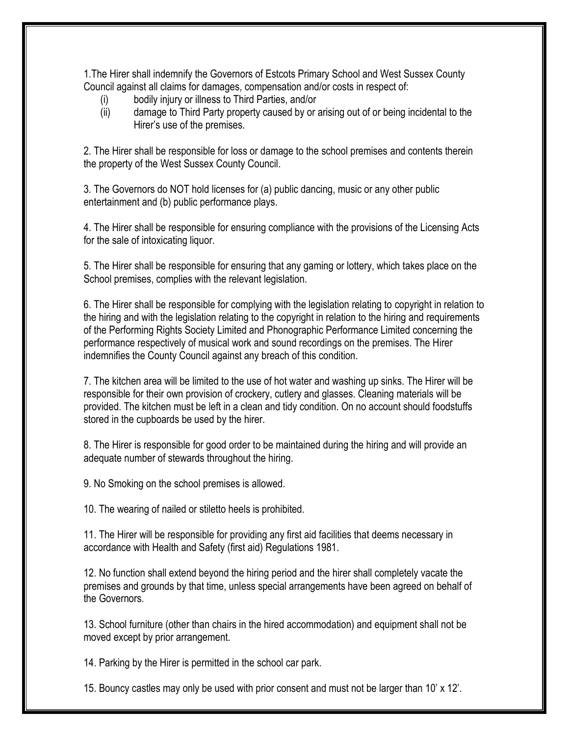1.The Hirer shall indemnify the Governors of Estcots Primary School and West Sussex County Council against all claims for damages, compensation and/or costs in respect of:

(i) bodily injury or illness to Third Parties, and/or
(ii) damage to Third Party property caused by or arising out of or being incidental to the Hirer's use of the premises.

2. The Hirer shall be responsible for loss or damage to the school premises and contents therein the property of the West Sussex County Council.

3. The Governors do NOT hold licenses for (a) public dancing, music or any other public entertainment and (b) public performance plays.

4. The Hirer shall be responsible for ensuring compliance with the provisions of the Licensing Acts for the sale of intoxicating liquor.

5. The Hirer shall be responsible for ensuring that any gaming or lottery, which takes place on the School premises, complies with the relevant legislation.

6. The Hirer shall be responsible for complying with the legislation relating to copyright in relation to the hiring and with the legislation relating to the copyright in relation to the hiring and requirements of the Performing Rights Society Limited and Phonographic Performance Limited concerning the performance respectively of musical work and sound recordings on the premises. The Hirer indemnifies the County Council against any breach of this condition.

7. The kitchen area will be limited to the use of hot water and washing up sinks. The Hirer will be responsible for their own provision of crockery, cutlery and glasses. Cleaning materials will be provided. The kitchen must be left in a clean and tidy condition. On no account should foodstuffs stored in the cupboards be used by the hirer.

8. The Hirer is responsible for good order to be maintained during the hiring and will provide an adequate number of stewards throughout the hiring.

9. No Smoking on the school premises is allowed.

10. The wearing of nailed or stiletto heels is prohibited.

11. The Hirer will be responsible for providing any first aid facilities that deems necessary in accordance with Health and Safety (first aid) Regulations 1981.

12. No function shall extend beyond the hiring period and the hirer shall completely vacate the premises and grounds by that time, unless special arrangements have been agreed on behalf of the Governors.

13. School furniture (other than chairs in the hired accommodation) and equipment shall not be moved except by prior arrangement.

14. Parking by the Hirer is permitted in the school car park.

15. Bouncy castles may only be used with prior consent and must not be larger than 10' x 12'.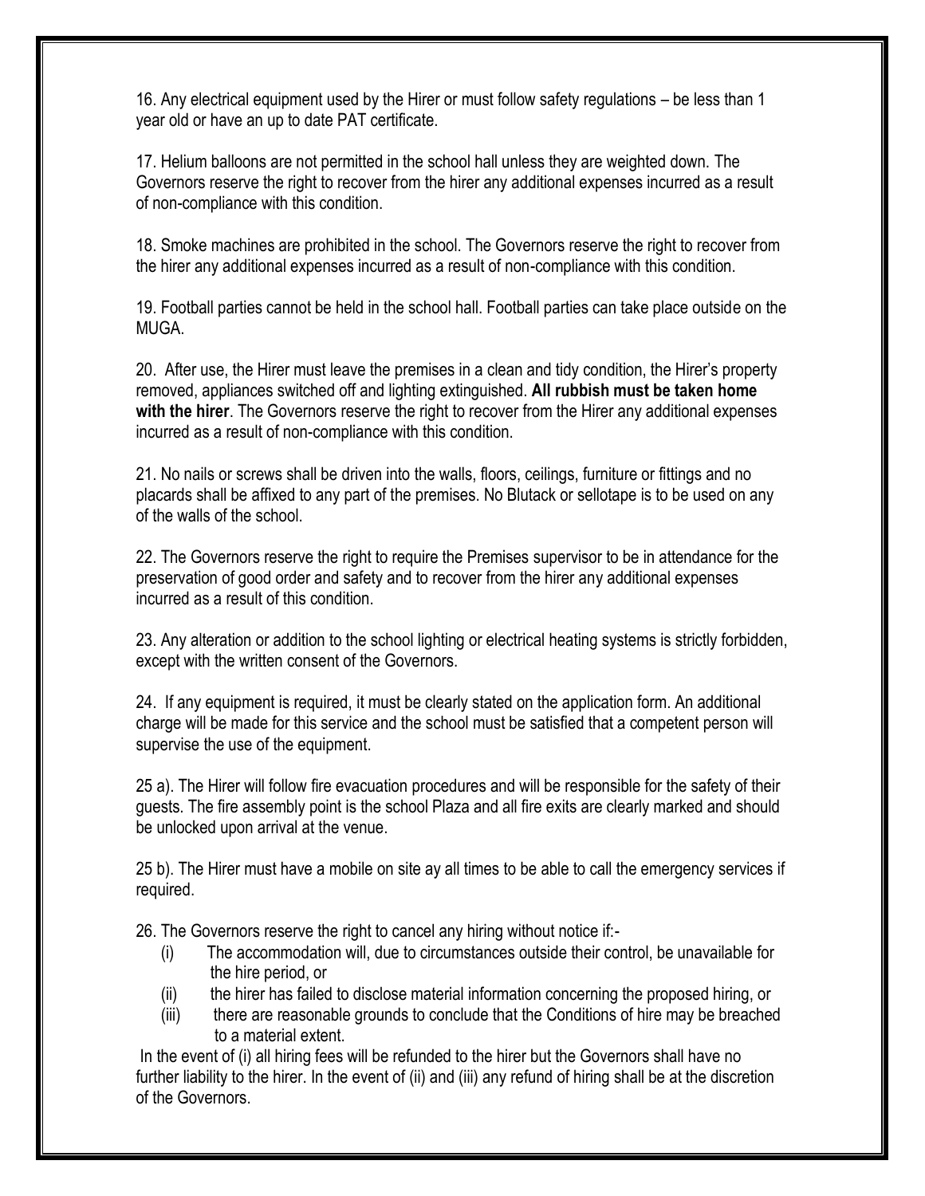16. Any electrical equipment used by the Hirer or must follow safety regulations – be less than 1 year old or have an up to date PAT certificate.

17. Helium balloons are not permitted in the school hall unless they are weighted down. The Governors reserve the right to recover from the hirer any additional expenses incurred as a result of non-compliance with this condition.

18. Smoke machines are prohibited in the school. The Governors reserve the right to recover from the hirer any additional expenses incurred as a result of non-compliance with this condition.

19. Football parties cannot be held in the school hall. Football parties can take place outside on the MUGA.

20. After use, the Hirer must leave the premises in a clean and tidy condition, the Hirer's property removed, appliances switched off and lighting extinguished. **All rubbish must be taken home with the hirer**. The Governors reserve the right to recover from the Hirer any additional expenses incurred as a result of non-compliance with this condition.

21. No nails or screws shall be driven into the walls, floors, ceilings, furniture or fittings and no placards shall be affixed to any part of the premises. No Blutack or sellotape is to be used on any of the walls of the school.

22. The Governors reserve the right to require the Premises supervisor to be in attendance for the preservation of good order and safety and to recover from the hirer any additional expenses incurred as a result of this condition.

23. Any alteration or addition to the school lighting or electrical heating systems is strictly forbidden, except with the written consent of the Governors.

24. If any equipment is required, it must be clearly stated on the application form. An additional charge will be made for this service and the school must be satisfied that a competent person will supervise the use of the equipment.

25 a). The Hirer will follow fire evacuation procedures and will be responsible for the safety of their guests. The fire assembly point is the school Plaza and all fire exits are clearly marked and should be unlocked upon arrival at the venue.

25 b). The Hirer must have a mobile on site ay all times to be able to call the emergency services if required.

26. The Governors reserve the right to cancel any hiring without notice if:-

(i) The accommodation will, due to circumstances outside their control, be unavailable for the hire period, or

(ii) the hirer has failed to disclose material information concerning the proposed hiring, or

(iii) there are reasonable grounds to conclude that the Conditions of hire may be breached to a material extent.

In the event of (i) all hiring fees will be refunded to the hirer but the Governors shall have no further liability to the hirer. In the event of (ii) and (iii) any refund of hiring shall be at the discretion of the Governors.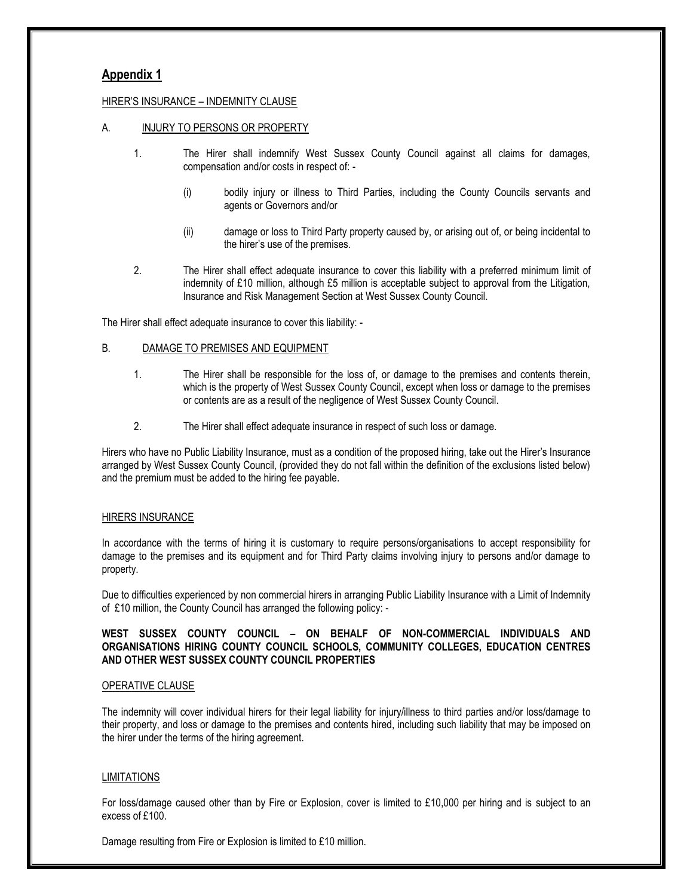## Appendix 1

HIRER'S INSURANCE – INDEMNITY CLAUSE

A. INJURY TO PERSONS OR PROPERTY

1. The Hirer shall indemnify West Sussex County Council against all claims for damages, compensation and/or costs in respect of: -

   (i) bodily injury or illness to Third Parties, including the County Councils servants and agents or Governors and/or

   (ii) damage or loss to Third Party property caused by, or arising out of, or being incidental to the hirer's use of the premises.

2. The Hirer shall effect adequate insurance to cover this liability with a preferred minimum limit of indemnity of £10 million, although £5 million is acceptable subject to approval from the Litigation, Insurance and Risk Management Section at West Sussex County Council.

The Hirer shall effect adequate insurance to cover this liability: -

B. DAMAGE TO PREMISES AND EQUIPMENT

1. The Hirer shall be responsible for the loss of, or damage to the premises and contents therein, which is the property of West Sussex County Council, except when loss or damage to the premises or contents are as a result of the negligence of West Sussex County Council.

2. The Hirer shall effect adequate insurance in respect of such loss or damage.

Hirers who have no Public Liability Insurance, must as a condition of the proposed hiring, take out the Hirer's Insurance arranged by West Sussex County Council, (provided they do not fall within the definition of the exclusions listed below) and the premium must be added to the hiring fee payable.

HIRERS INSURANCE

In accordance with the terms of hiring it is customary to require persons/organisations to accept responsibility for damage to the premises and its equipment and for Third Party claims involving injury to persons and/or damage to property.

Due to difficulties experienced by non commercial hirers in arranging Public Liability Insurance with a Limit of Indemnity of £10 million, the County Council has arranged the following policy: -

**WEST SUSSEX COUNTY COUNCIL – ON BEHALF OF NON-COMMERCIAL INDIVIDUALS AND ORGANISATIONS HIRING COUNTY COUNCIL SCHOOLS, COMMUNITY COLLEGES, EDUCATION CENTRES AND OTHER WEST SUSSEX COUNTY COUNCIL PROPERTIES**

OPERATIVE CLAUSE

The indemnity will cover individual hirers for their legal liability for injury/illness to third parties and/or loss/damage to their property, and loss or damage to the premises and contents hired, including such liability that may be imposed on the hirer under the terms of the hiring agreement.

LIMITATIONS

For loss/damage caused other than by Fire or Explosion, cover is limited to £10,000 per hiring and is subject to an excess of £100.

Damage resulting from Fire or Explosion is limited to £10 million.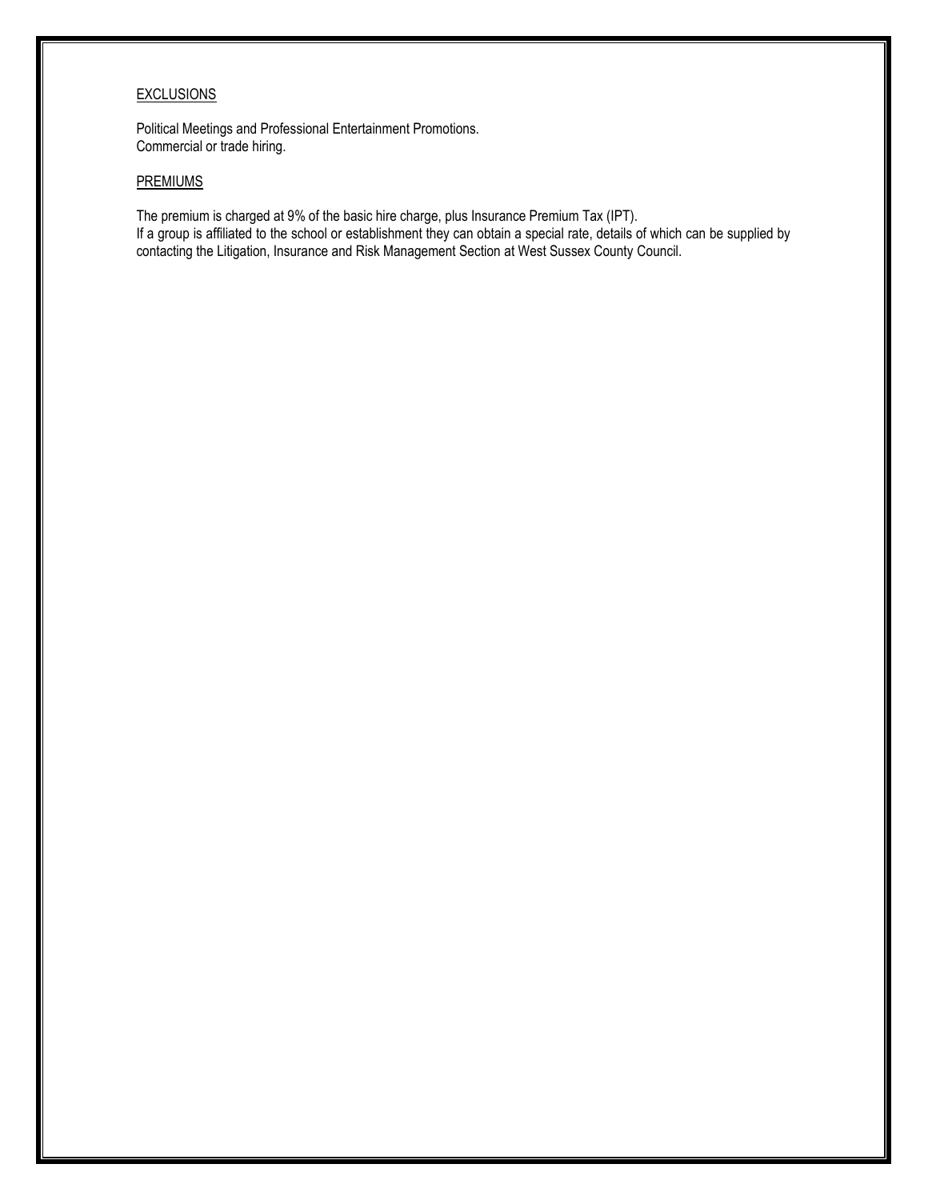<u>EXCLUSIONS</u>

Political Meetings and Professional Entertainment Promotions.
Commercial or trade hiring.

<u>PREMIUMS</u>

The premium is charged at 9% of the basic hire charge, plus Insurance Premium Tax (IPT).
If a group is affiliated to the school or establishment they can obtain a special rate, details of which can be supplied by contacting the Litigation, Insurance and Risk Management Section at West Sussex County Council.